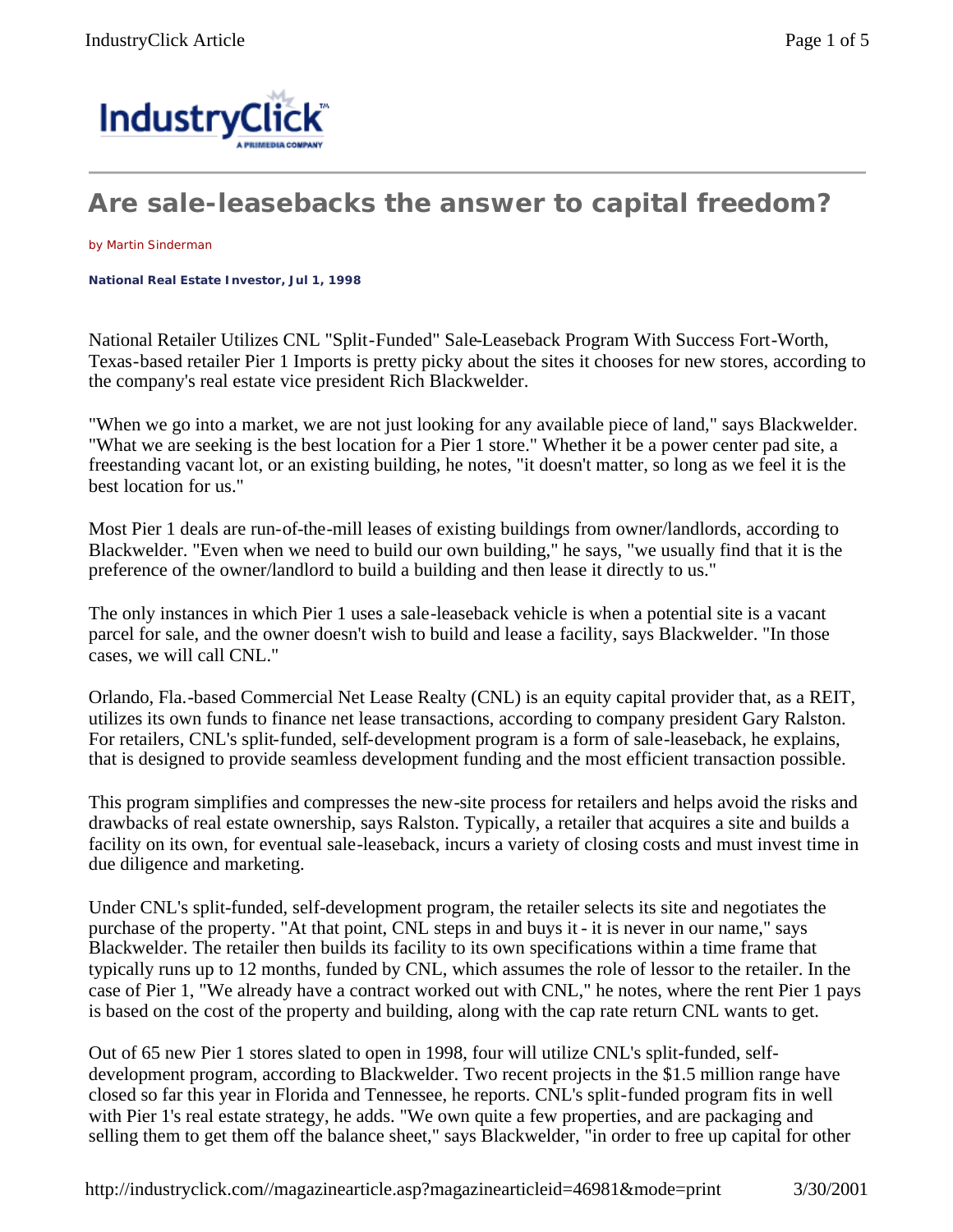# Are sale-leasebacks the answer to capital freedom?

by Martin Sinderman

**National Real Estate Investor, Jul 1, 1998**

National Retailer Utilizes CNL "Split-Funded" Sale-Leaseback Program With Success Fort-Worth, Texas-based retailer Pier 1 Imports is pretty picky about the sites it chooses for new stores, according to the company's real estate vice president Rich Blackwelder.

"When we go into a market, we are not just looking for any available piece of land," says Blackwelder. "What we are seeking is the best location for a Pier 1 store." Whether it be a power center pad site, a freestanding vacant lot, or an existing building, he notes, "it doesn't matter, so long as we feel it is the best location for us."

Most Pier 1 deals are run-of-the-mill leases of existing buildings from owner/landlords, according to Blackwelder. "Even when we need to build our own building," he says, "we usually find that it is the preference of the owner/landlord to build a building and then lease it directly to us."

The only instances in which Pier 1 uses a sale-leaseback vehicle is when a potential site is a vacant parcel for sale, and the owner doesn't wish to build and lease a facility, says Blackwelder. "In those cases, we will call CNL."

Orlando, Fla.-based Commercial Net Lease Realty (CNL) is an equity capital provider that, as a REIT, utilizes its own funds to finance net lease transactions, according to company president Gary Ralston. For retailers, CNL's split-funded, self-development program is a form of sale-leaseback, he explains, that is designed to provide seamless development funding and the most efficient transaction possible.

This program simplifies and compresses the new-site process for retailers and helps avoid the risks and drawbacks of real estate ownership, says Ralston. Typically, a retailer that acquires a site and builds a facility on its own, for eventual sale-leaseback, incurs a variety of closing costs and must invest time in due diligence and marketing.

Under CNL's split-funded, self-development program, the retailer selects its site and negotiates the purchase of the property. "At that point, CNL steps in and buys it - it is never in our name," says Blackwelder. The retailer then builds its facility to its own specifications within a time frame that typically runs up to 12 months, funded by CNL, which assumes the role of lessor to the retailer. In the case of Pier 1, "We already have a contract worked out with CNL," he notes, where the rent Pier 1 pays is based on the cost of the property and building, along with the cap rate return CNL wants to get.

Out of 65 new Pier 1 stores slated to open in 1998, four will utilize CNL's split-funded, self-development program, according to Blackwelder. Two recent projects in the $1.5 million range have closed so far this year in Florida and Tennessee, he reports. CNL's split-funded program fits in well with Pier 1's real estate strategy, he adds. "We own quite a few properties, and are packaging and selling them to get them off the balance sheet," says Blackwelder, "in order to free up capital for other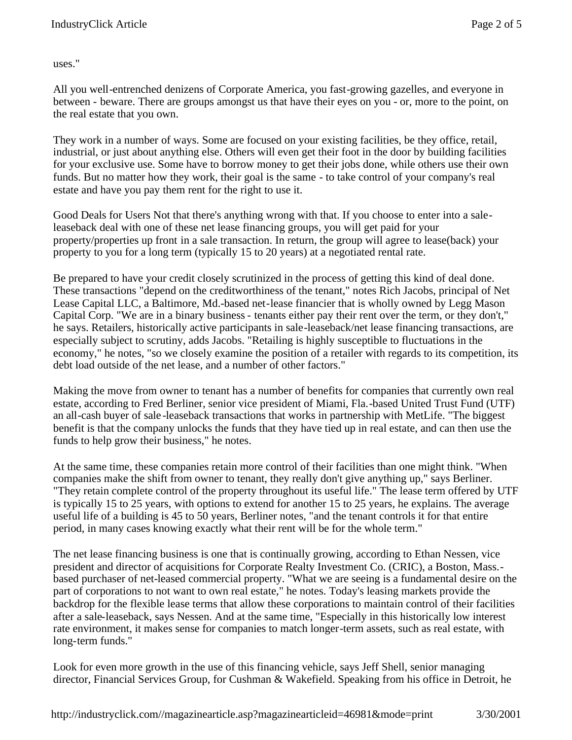uses."

All you well-entrenched denizens of Corporate America, you fast-growing gazelles, and everyone in between - beware. There are groups amongst us that have their eyes on you - or, more to the point, on the real estate that you own.

They work in a number of ways. Some are focused on your existing facilities, be they office, retail, industrial, or just about anything else. Others will even get their foot in the door by building facilities for your exclusive use. Some have to borrow money to get their jobs done, while others use their own funds. But no matter how they work, their goal is the same - to take control of your company's real estate and have you pay them rent for the right to use it.

Good Deals for Users Not that there's anything wrong with that. If you choose to enter into a sale-leaseback deal with one of these net lease financing groups, you will get paid for your property/properties up front in a sale transaction. In return, the group will agree to lease(back) your property to you for a long term (typically 15 to 20 years) at a negotiated rental rate.

Be prepared to have your credit closely scrutinized in the process of getting this kind of deal done. These transactions "depend on the creditworthiness of the tenant," notes Rich Jacobs, principal of Net Lease Capital LLC, a Baltimore, Md.-based net-lease financier that is wholly owned by Legg Mason Capital Corp. "We are in a binary business - tenants either pay their rent over the term, or they don't," he says. Retailers, historically active participants in sale-leaseback/net lease financing transactions, are especially subject to scrutiny, adds Jacobs. "Retailing is highly susceptible to fluctuations in the economy," he notes, "so we closely examine the position of a retailer with regards to its competition, its debt load outside of the net lease, and a number of other factors."

Making the move from owner to tenant has a number of benefits for companies that currently own real estate, according to Fred Berliner, senior vice president of Miami, Fla.-based United Trust Fund (UTF) an all-cash buyer of sale-leaseback transactions that works in partnership with MetLife. "The biggest benefit is that the company unlocks the funds that they have tied up in real estate, and can then use the funds to help grow their business," he notes.

At the same time, these companies retain more control of their facilities than one might think. "When companies make the shift from owner to tenant, they really don't give anything up," says Berliner. "They retain complete control of the property throughout its useful life." The lease term offered by UTF is typically 15 to 25 years, with options to extend for another 15 to 25 years, he explains. The average useful life of a building is 45 to 50 years, Berliner notes, "and the tenant controls it for that entire period, in many cases knowing exactly what their rent will be for the whole term."

The net lease financing business is one that is continually growing, according to Ethan Nessen, vice president and director of acquisitions for Corporate Realty Investment Co. (CRIC), a Boston, Mass.-based purchaser of net-leased commercial property. "What we are seeing is a fundamental desire on the part of corporations to not want to own real estate," he notes. Today's leasing markets provide the backdrop for the flexible lease terms that allow these corporations to maintain control of their facilities after a sale-leaseback, says Nessen. And at the same time, "Especially in this historically low interest rate environment, it makes sense for companies to match longer-term assets, such as real estate, with long-term funds."

Look for even more growth in the use of this financing vehicle, says Jeff Shell, senior managing director, Financial Services Group, for Cushman & Wakefield. Speaking from his office in Detroit, he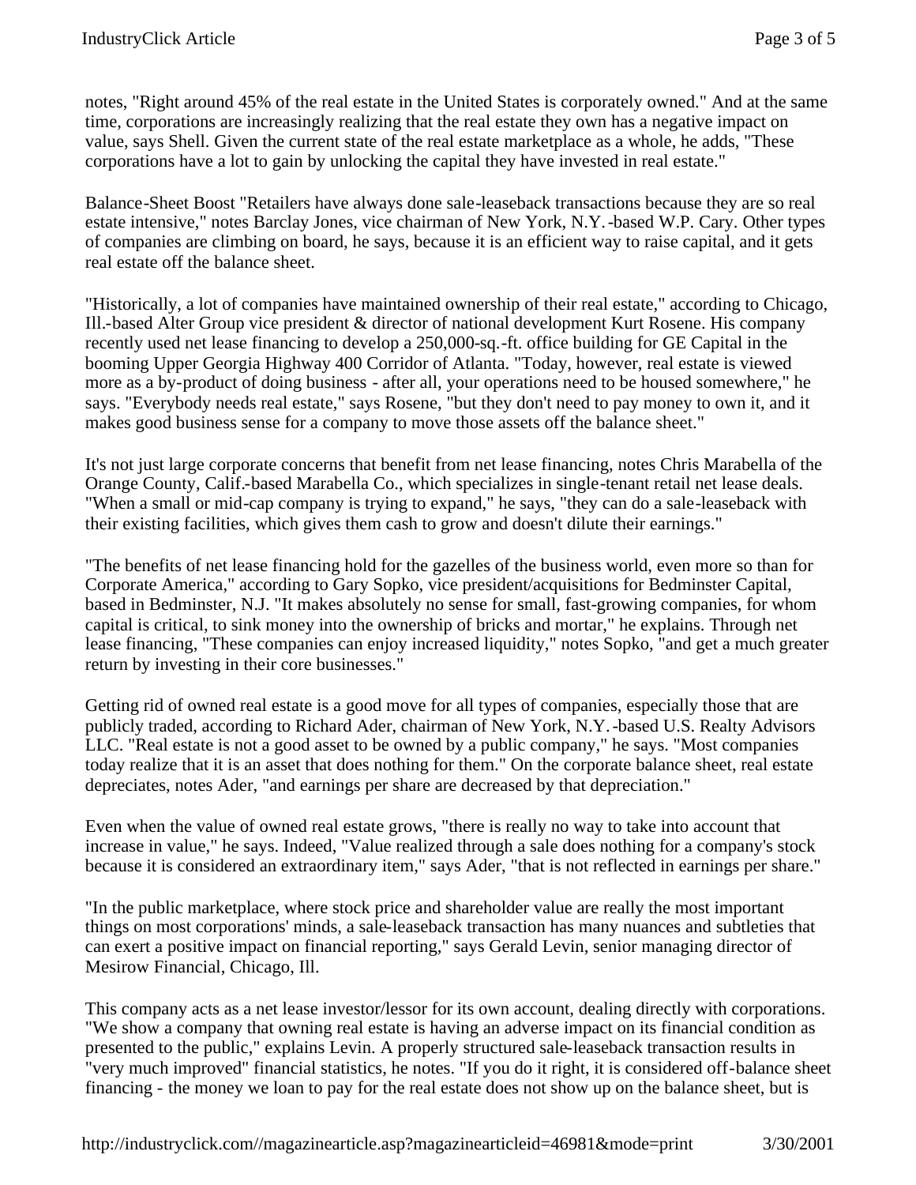notes, "Right around 45% of the real estate in the United States is corporately owned." And at the same time, corporations are increasingly realizing that the real estate they own has a negative impact on value, says Shell. Given the current state of the real estate marketplace as a whole, he adds, "These corporations have a lot to gain by unlocking the capital they have invested in real estate."

Balance-Sheet Boost "Retailers have always done sale-leaseback transactions because they are so real estate intensive," notes Barclay Jones, vice chairman of New York, N.Y.-based W.P. Cary. Other types of companies are climbing on board, he says, because it is an efficient way to raise capital, and it gets real estate off the balance sheet.

"Historically, a lot of companies have maintained ownership of their real estate," according to Chicago, Ill.-based Alter Group vice president & director of national development Kurt Rosene. His company recently used net lease financing to develop a 250,000-sq.-ft. office building for GE Capital in the booming Upper Georgia Highway 400 Corridor of Atlanta. "Today, however, real estate is viewed more as a by-product of doing business - after all, your operations need to be housed somewhere," he says. "Everybody needs real estate," says Rosene, "but they don't need to pay money to own it, and it makes good business sense for a company to move those assets off the balance sheet."

It's not just large corporate concerns that benefit from net lease financing, notes Chris Marabella of the Orange County, Calif.-based Marabella Co., which specializes in single-tenant retail net lease deals. "When a small or mid-cap company is trying to expand," he says, "they can do a sale-leaseback with their existing facilities, which gives them cash to grow and doesn't dilute their earnings."

"The benefits of net lease financing hold for the gazelles of the business world, even more so than for Corporate America," according to Gary Sopko, vice president/acquisitions for Bedminster Capital, based in Bedminster, N.J. "It makes absolutely no sense for small, fast-growing companies, for whom capital is critical, to sink money into the ownership of bricks and mortar," he explains. Through net lease financing, "These companies can enjoy increased liquidity," notes Sopko, "and get a much greater return by investing in their core businesses."

Getting rid of owned real estate is a good move for all types of companies, especially those that are publicly traded, according to Richard Ader, chairman of New York, N.Y.-based U.S. Realty Advisors LLC. "Real estate is not a good asset to be owned by a public company," he says. "Most companies today realize that it is an asset that does nothing for them." On the corporate balance sheet, real estate depreciates, notes Ader, "and earnings per share are decreased by that depreciation."

Even when the value of owned real estate grows, "there is really no way to take into account that increase in value," he says. Indeed, "Value realized through a sale does nothing for a company's stock because it is considered an extraordinary item," says Ader, "that is not reflected in earnings per share."

"In the public marketplace, where stock price and shareholder value are really the most important things on most corporations' minds, a sale-leaseback transaction has many nuances and subtleties that can exert a positive impact on financial reporting," says Gerald Levin, senior managing director of Mesirow Financial, Chicago, Ill.

This company acts as a net lease investor/lessor for its own account, dealing directly with corporations. "We show a company that owning real estate is having an adverse impact on its financial condition as presented to the public," explains Levin. A properly structured sale-leaseback transaction results in "very much improved" financial statistics, he notes. "If you do it right, it is considered off-balance sheet financing - the money we loan to pay for the real estate does not show up on the balance sheet, but is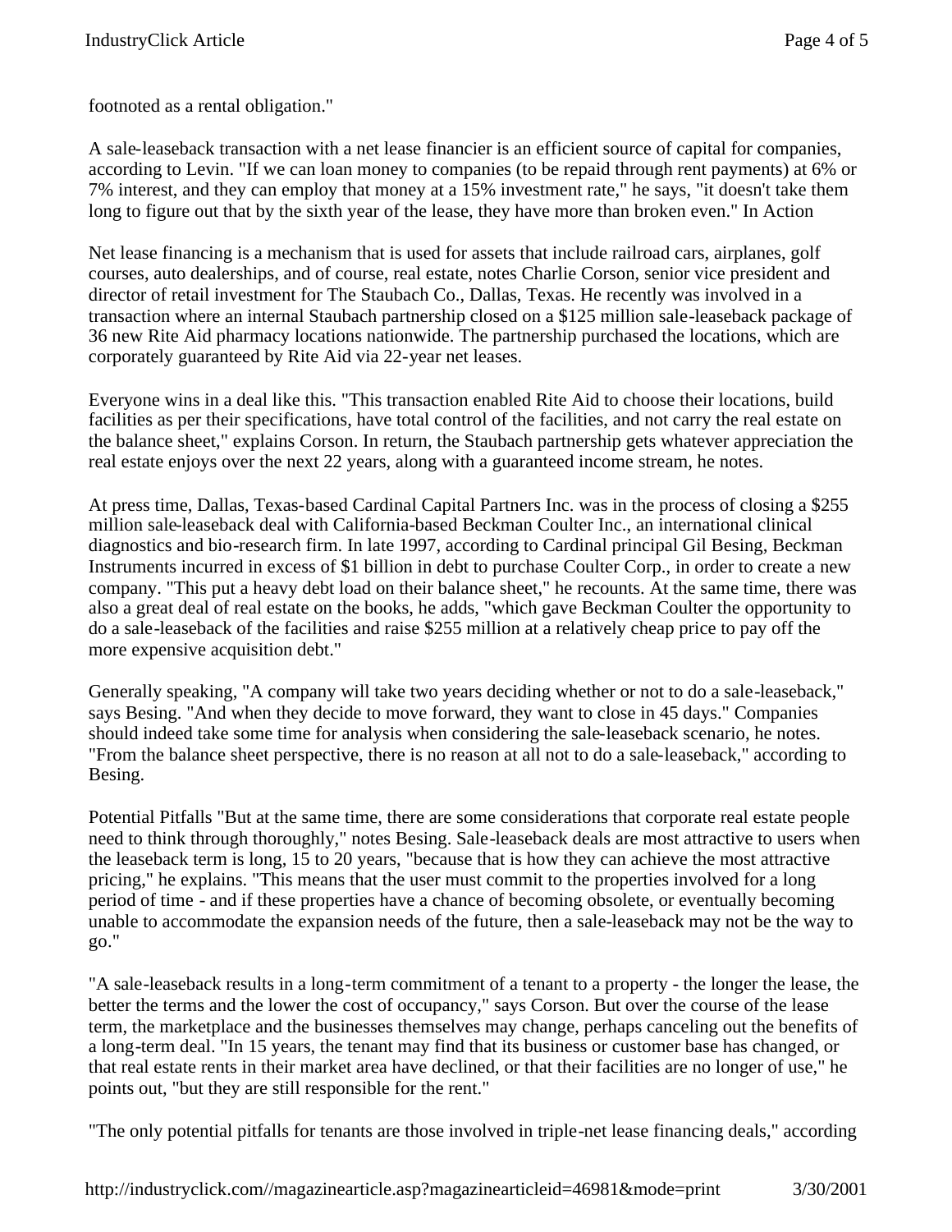footnoted as a rental obligation."

A sale-leaseback transaction with a net lease financier is an efficient source of capital for companies, according to Levin. "If we can loan money to companies (to be repaid through rent payments) at 6% or 7% interest, and they can employ that money at a 15% investment rate," he says, "it doesn't take them long to figure out that by the sixth year of the lease, they have more than broken even." In Action

Net lease financing is a mechanism that is used for assets that include railroad cars, airplanes, golf courses, auto dealerships, and of course, real estate, notes Charlie Corson, senior vice president and director of retail investment for The Staubach Co., Dallas, Texas. He recently was involved in a transaction where an internal Staubach partnership closed on a $125 million sale-leaseback package of 36 new Rite Aid pharmacy locations nationwide. The partnership purchased the locations, which are corporately guaranteed by Rite Aid via 22-year net leases.

Everyone wins in a deal like this. "This transaction enabled Rite Aid to choose their locations, build facilities as per their specifications, have total control of the facilities, and not carry the real estate on the balance sheet," explains Corson. In return, the Staubach partnership gets whatever appreciation the real estate enjoys over the next 22 years, along with a guaranteed income stream, he notes.

At press time, Dallas, Texas-based Cardinal Capital Partners Inc. was in the process of closing a $255 million sale-leaseback deal with California-based Beckman Coulter Inc., an international clinical diagnostics and bio-research firm. In late 1997, according to Cardinal principal Gil Besing, Beckman Instruments incurred in excess of $1 billion in debt to purchase Coulter Corp., in order to create a new company. "This put a heavy debt load on their balance sheet," he recounts. At the same time, there was also a great deal of real estate on the books, he adds, "which gave Beckman Coulter the opportunity to do a sale-leaseback of the facilities and raise $255 million at a relatively cheap price to pay off the more expensive acquisition debt."

Generally speaking, "A company will take two years deciding whether or not to do a sale-leaseback," says Besing. "And when they decide to move forward, they want to close in 45 days." Companies should indeed take some time for analysis when considering the sale-leaseback scenario, he notes. "From the balance sheet perspective, there is no reason at all not to do a sale-leaseback," according to Besing.

Potential Pitfalls "But at the same time, there are some considerations that corporate real estate people need to think through thoroughly," notes Besing. Sale-leaseback deals are most attractive to users when the leaseback term is long, 15 to 20 years, "because that is how they can achieve the most attractive pricing," he explains. "This means that the user must commit to the properties involved for a long period of time - and if these properties have a chance of becoming obsolete, or eventually becoming unable to accommodate the expansion needs of the future, then a sale-leaseback may not be the way to go."

"A sale-leaseback results in a long-term commitment of a tenant to a property - the longer the lease, the better the terms and the lower the cost of occupancy," says Corson. But over the course of the lease term, the marketplace and the businesses themselves may change, perhaps canceling out the benefits of a long-term deal. "In 15 years, the tenant may find that its business or customer base has changed, or that real estate rents in their market area have declined, or that their facilities are no longer of use," he points out, "but they are still responsible for the rent."

"The only potential pitfalls for tenants are those involved in triple-net lease financing deals," according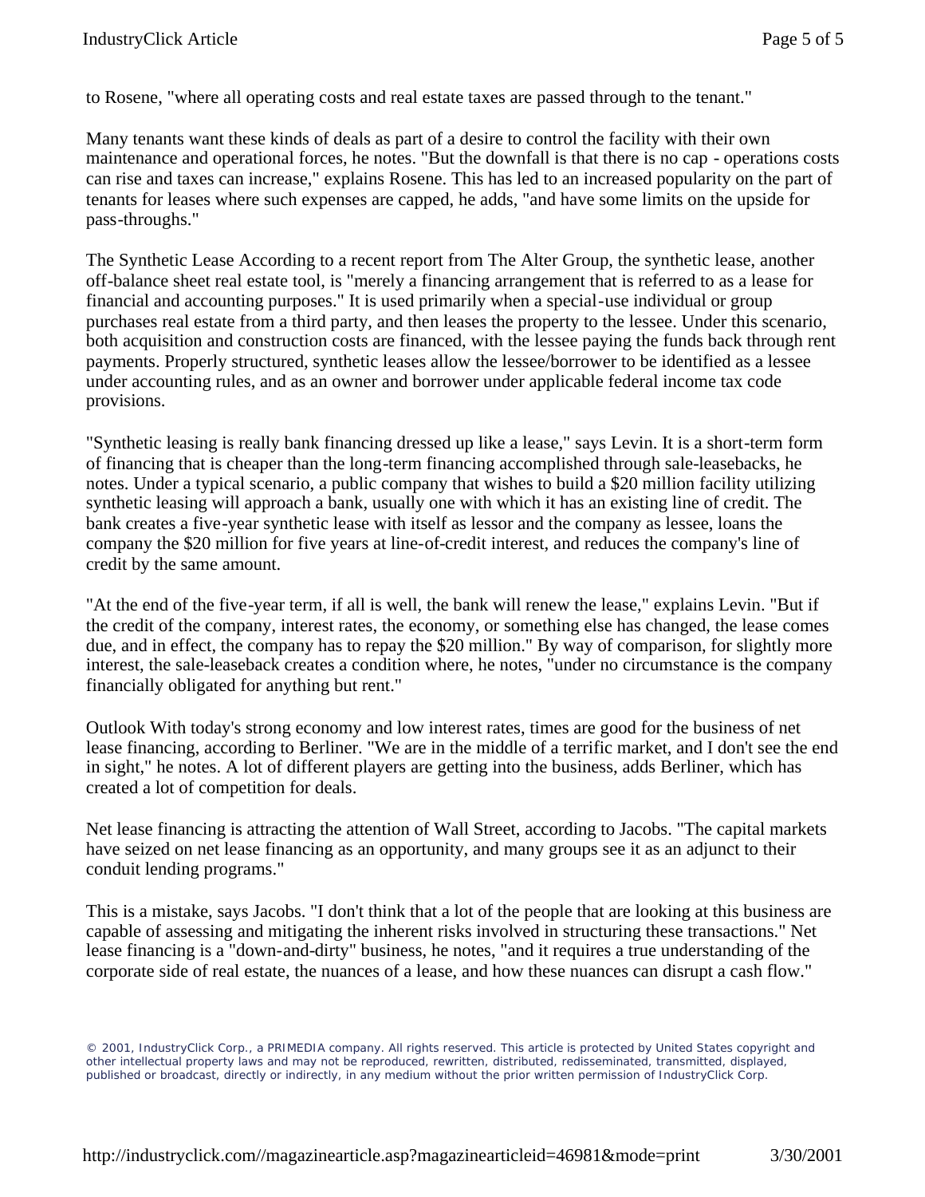to Rosene, "where all operating costs and real estate taxes are passed through to the tenant."

Many tenants want these kinds of deals as part of a desire to control the facility with their own maintenance and operational forces, he notes. "But the downfall is that there is no cap - operations costs can rise and taxes can increase," explains Rosene. This has led to an increased popularity on the part of tenants for leases where such expenses are capped, he adds, "and have some limits on the upside for pass-throughs."

The Synthetic Lease According to a recent report from The Alter Group, the synthetic lease, another off-balance sheet real estate tool, is "merely a financing arrangement that is referred to as a lease for financial and accounting purposes." It is used primarily when a special-use individual or group purchases real estate from a third party, and then leases the property to the lessee. Under this scenario, both acquisition and construction costs are financed, with the lessee paying the funds back through rent payments. Properly structured, synthetic leases allow the lessee/borrower to be identified as a lessee under accounting rules, and as an owner and borrower under applicable federal income tax code provisions.

"Synthetic leasing is really bank financing dressed up like a lease," says Levin. It is a short-term form of financing that is cheaper than the long-term financing accomplished through sale-leasebacks, he notes. Under a typical scenario, a public company that wishes to build a $20 million facility utilizing synthetic leasing will approach a bank, usually one with which it has an existing line of credit. The bank creates a five-year synthetic lease with itself as lessor and the company as lessee, loans the company the $20 million for five years at line-of-credit interest, and reduces the company's line of credit by the same amount.

"At the end of the five-year term, if all is well, the bank will renew the lease," explains Levin. "But if the credit of the company, interest rates, the economy, or something else has changed, the lease comes due, and in effect, the company has to repay the $20 million." By way of comparison, for slightly more interest, the sale-leaseback creates a condition where, he notes, "under no circumstance is the company financially obligated for anything but rent."

Outlook With today's strong economy and low interest rates, times are good for the business of net lease financing, according to Berliner. "We are in the middle of a terrific market, and I don't see the end in sight," he notes. A lot of different players are getting into the business, adds Berliner, which has created a lot of competition for deals.

Net lease financing is attracting the attention of Wall Street, according to Jacobs. "The capital markets have seized on net lease financing as an opportunity, and many groups see it as an adjunct to their conduit lending programs."

This is a mistake, says Jacobs. "I don't think that a lot of the people that are looking at this business are capable of assessing and mitigating the inherent risks involved in structuring these transactions." Net lease financing is a "down-and-dirty" business, he notes, "and it requires a true understanding of the corporate side of real estate, the nuances of a lease, and how these nuances can disrupt a cash flow."

© 2001, IndustryClick Corp., a PRIMEDIA company. All rights reserved. This article is protected by United States copyright and other intellectual property laws and may not be reproduced, rewritten, distributed, redisseminated, transmitted, displayed, published or broadcast, directly or indirectly, in any medium without the prior written permission of IndustryClick Corp.